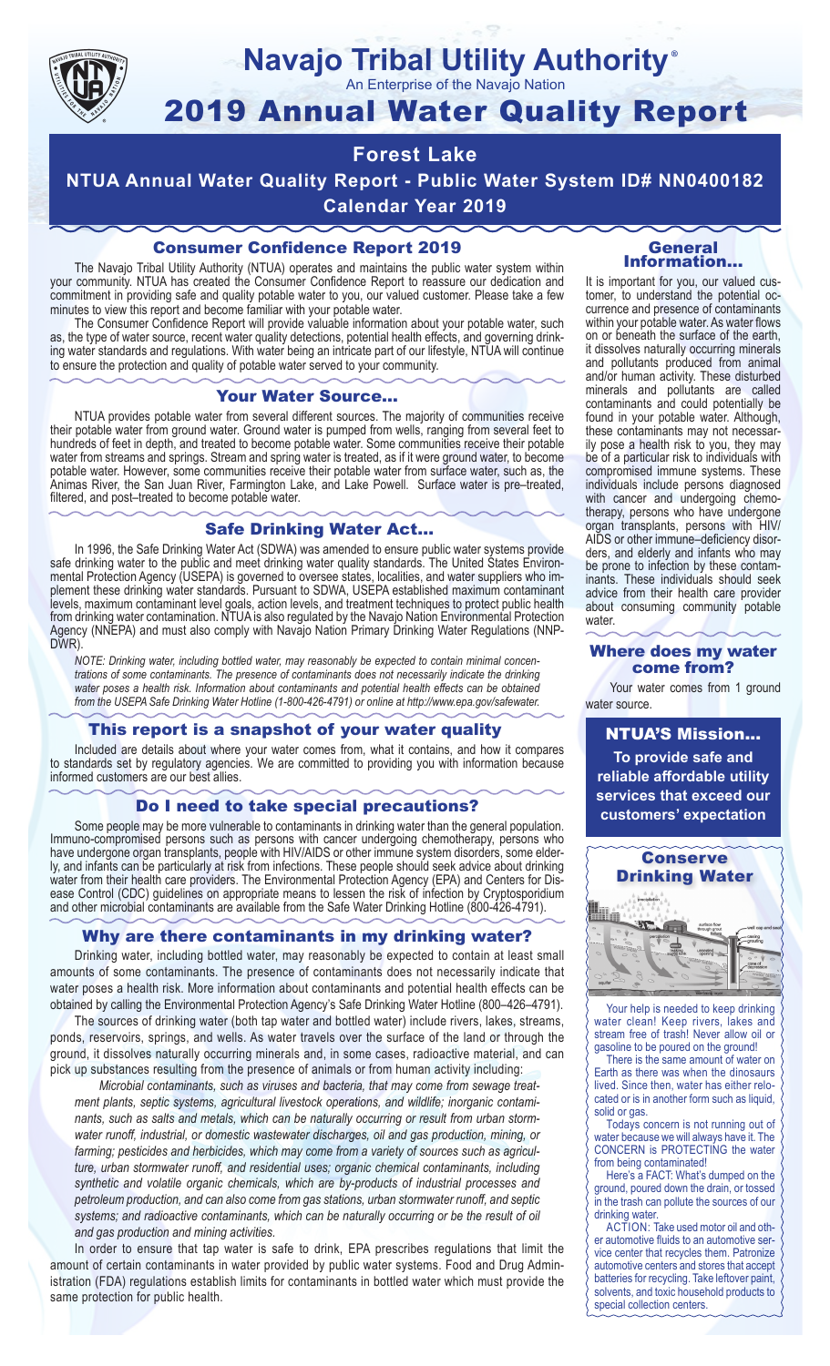# Navajo Tribal Utility Authority®

An Enterprise of the Navajo Nation

# 2019 Annual Water Quality Report

## Forest Lake

## NTUA Annual Water Quality Report - Public Water System ID# NN0400182

## Calendar Year 2019

### Consumer Confidence Report 2019

The Navajo Tribal Utility Authority (NTUA) operates and maintains the public water system within your community. NTUA has created the Consumer Confidence Report to reassure our dedication and commitment in providing safe and quality potable water to you, our valued customer. Please take a few minutes to view this report and become familiar with your potable water.

The Consumer Confidence Report will provide valuable information about your potable water, such as, the type of water source, recent water quality detections, potential health effects, and governing drinking water standards and regulations. With water being an intricate part of our lifestyle, NTUA will continue to ensure the protection and quality of potable water served to your community.

### Your Water Source…

NTUA provides potable water from several different sources. The majority of communities receive their potable water from ground water. Ground water is pumped from wells, ranging from several feet to hundreds of feet in depth, and treated to become potable water. Some communities receive their potable water from streams and springs. Stream and spring water is treated, as if it were ground water, to become potable water. However, some communities receive their potable water from surface water, such as, the Animas River, the San Juan River, Farmington Lake, and Lake Powell. Surface water is pre–treated, filtered, and post–treated to become potable water.

### Safe Drinking Water Act…

In 1996, the Safe Drinking Water Act (SDWA) was amended to ensure public water systems provide safe drinking water to the public and meet drinking water quality standards. The United States Environmental Protection Agency (USEPA) is governed to oversee states, localities, and water suppliers who implement these drinking water standards. Pursuant to SDWA, USEPA established maximum contaminant levels, maximum contaminant level goals, action levels, and treatment techniques to protect public health from drinking water contamination. NTUA is also regulated by the Navajo Nation Environmental Protection Agency (NNEPA) and must also comply with Navajo Nation Primary Drinking Water Regulations (NNPDWR).

*NOTE: Drinking water, including bottled water, may reasonably be expected to contain minimal concentrations of some contaminants. The presence of contaminants does not necessarily indicate the drinking water poses a health risk. Information about contaminants and potential health effects can be obtained from the USEPA Safe Drinking Water Hotline (1-800-426-4791) or online at http://www.epa.gov/safewater.*

### This report is a snapshot of your water quality

Included are details about where your water comes from, what it contains, and how it compares to standards set by regulatory agencies. We are committed to providing you with information because informed customers are our best allies.

### Do I need to take special precautions?

Some people may be more vulnerable to contaminants in drinking water than the general population. Immuno-compromised persons such as persons with cancer undergoing chemotherapy, persons who have undergone organ transplants, people with HIV/AIDS or other immune system disorders, some elderly, and infants can be particularly at risk from infections. These people should seek advice about drinking water from their health care providers. The Environmental Protection Agency (EPA) and Centers for Disease Control (CDC) guidelines on appropriate means to lessen the risk of infection by Cryptosporidium and other microbial contaminants are available from the Safe Water Drinking Hotline (800-426-4791).

### Why are there contaminants in my drinking water?

Drinking water, including bottled water, may reasonably be expected to contain at least small amounts of some contaminants. The presence of contaminants does not necessarily indicate that water poses a health risk. More information about contaminants and potential health effects can be obtained by calling the Environmental Protection Agency's Safe Drinking Water Hotline (800–426–4791).

The sources of drinking water (both tap water and bottled water) include rivers, lakes, streams, ponds, reservoirs, springs, and wells. As water travels over the surface of the land or through the ground, it dissolves naturally occurring minerals and, in some cases, radioactive material, and can pick up substances resulting from the presence of animals or from human activity including:

*Microbial contaminants, such as viruses and bacteria, that may come from sewage treatment plants, septic systems, agricultural livestock operations, and wildlife; inorganic contaminants, such as salts and metals, which can be naturally occurring or result from urban stormwater runoff, industrial, or domestic wastewater discharges, oil and gas production, mining, or farming; pesticides and herbicides, which may come from a variety of sources such as agriculture, urban stormwater runoff, and residential uses; organic chemical contaminants, including synthetic and volatile organic chemicals, which are by-products of industrial processes and petroleum production, and can also come from gas stations, urban stormwater runoff, and septic systems; and radioactive contaminants, which can be naturally occurring or be the result of oil and gas production and mining activities.*

In order to ensure that tap water is safe to drink, EPA prescribes regulations that limit the amount of certain contaminants in water provided by public water systems. Food and Drug Administration (FDA) regulations establish limits for contaminants in bottled water which must provide the same protection for public health.

### General Information…

It is important for you, our valued customer, to understand the potential occurrence and presence of contaminants within your potable water. As water flows on or beneath the surface of the earth, it dissolves naturally occurring minerals and pollutants produced from animal and/or human activity. These disturbed minerals and pollutants are called contaminants and could potentially be found in your potable water. Although, these contaminants may not necessarily pose a health risk to you, they may be of a particular risk to individuals with compromised immune systems. These individuals include persons diagnosed with cancer and undergoing chemotherapy, persons who have undergone organ transplants, persons with HIV/AIDS or other immune–deficiency disorders, and elderly and infants who may be prone to infection by these contaminants. These individuals should seek advice from their health care provider about consuming community potable water.

### Where does my water come from?

Your water comes from 1 ground water source.

### NTUA'S Mission…

**To provide safe and reliable affordable utility services that exceed our customers' expectation**

### Conserve Drinking Water

Your help is needed to keep drinking water clean! Keep rivers, lakes and stream free of trash! Never allow oil or gasoline to be poured on the ground!

There is the same amount of water on Earth as there was when the dinosaurs lived. Since then, water has either relocated or is in another form such as liquid, solid or gas.

Todays concern is not running out of water because we will always have it. The CONCERN is PROTECTING the water from being contaminated!

Here's a FACT: What's dumped on the ground, poured down the drain, or tossed in the trash can pollute the sources of our drinking water.

ACTION: Take used motor oil and other automotive fluids to an automotive service center that recycles them. Patronize automotive centers and stores that accept batteries for recycling. Take leftover paint, solvents, and toxic household products to special collection centers.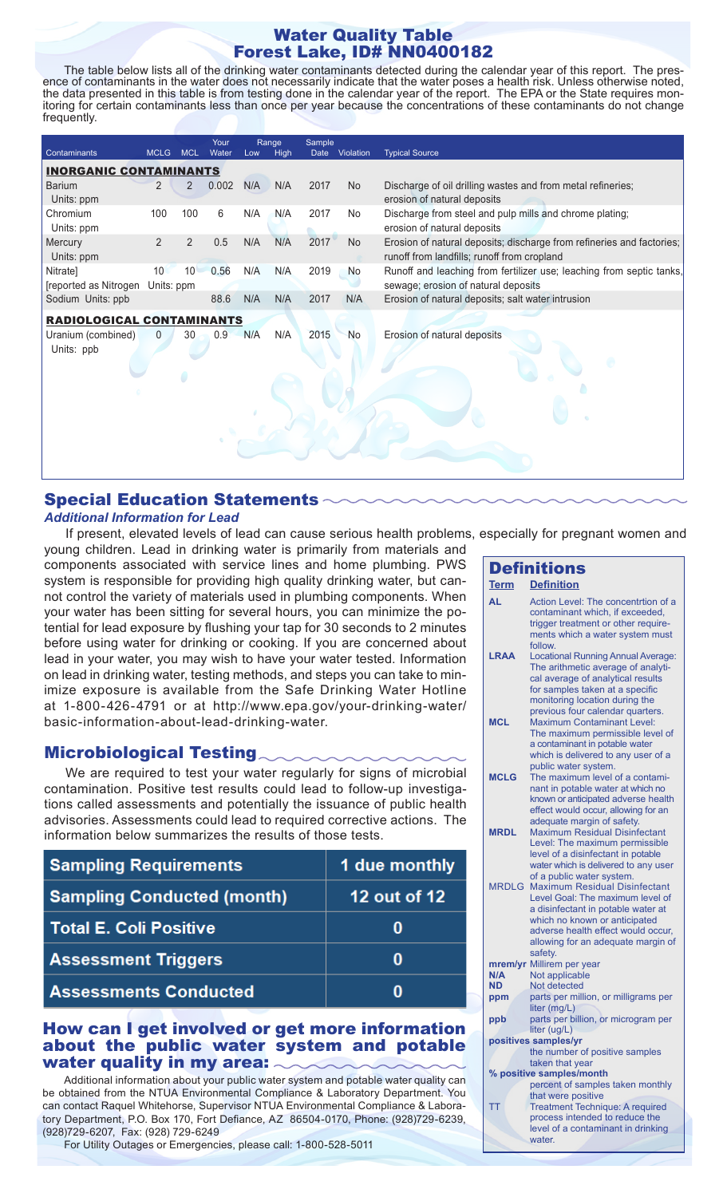# Water Quality Table
# Forest Lake, ID# NN0400182

The table below lists all of the drinking water contaminants detected during the calendar year of this report. The presence of contaminants in the water does not necessarily indicate that the water poses a health risk. Unless otherwise noted, the data presented in this table is from testing done in the calendar year of the report. The EPA or the State requires monitoring for certain contaminants less than once per year because the concentrations of these contaminants do not change frequently.

| Contaminants | MCLG | MCL | Your Water | Range Low | Range High | Sample Date | Violation | Typical Source |
|---|---|---|---|---|---|---|---|---|
| **INORGANIC CONTAMINANTS** | | | | | | | | |
| Barium Units: ppm | 2 | 2 | 0.002 | N/A | N/A | 2017 | No | Discharge of oil drilling wastes and from metal refineries; erosion of natural deposits |
| Chromium Units: ppm | 100 | 100 | 6 | N/A | N/A | 2017 | No | Discharge from steel and pulp mills and chrome plating; erosion of natural deposits |
| Mercury Units: ppm | 2 | 2 | 0.5 | N/A | N/A | 2017 | No | Erosion of natural deposits; discharge from refineries and factories; runoff from landfills; runoff from cropland |
| Nitrate] [reported as Nitrogen Units: ppm | 10 | 10 | 0.56 | N/A | N/A | 2019 | No | Runoff and leaching from fertilizer use; leaching from septic tanks, sewage; erosion of natural deposits |
| Sodium Units: ppb | | | 88.6 | N/A | N/A | 2017 | N/A | Erosion of natural deposits; salt water intrusion |
| **RADIOLOGICAL CONTAMINANTS** | | | | | | | | |
| Uranium (combined) Units: ppb | 0 | 30 | 0.9 | N/A | N/A | 2015 | No | Erosion of natural deposits |

## Special Education Statements

### *Additional Information for Lead*

If present, elevated levels of lead can cause serious health problems, especially for pregnant women and young children. Lead in drinking water is primarily from materials and components associated with service lines and home plumbing. PWS system is responsible for providing high quality drinking water, but cannot control the variety of materials used in plumbing components. When your water has been sitting for several hours, you can minimize the potential for lead exposure by flushing your tap for 30 seconds to 2 minutes before using water for drinking or cooking. If you are concerned about lead in your water, you may wish to have your water tested. Information on lead in drinking water, testing methods, and steps you can take to minimize exposure is available from the Safe Drinking Water Hotline at 1-800-426-4791 or at http://www.epa.gov/your-drinking-water/basic-information-about-lead-drinking-water.

## Microbiological Testing

We are required to test your water regularly for signs of microbial contamination. Positive test results could lead to follow-up investigations called assessments and potentially the issuance of public health advisories. Assessments could lead to required corrective actions. The information below summarizes the results of those tests.

| | |
|---|---|
| Sampling Requirements | 1 due monthly |
| Sampling Conducted (month) | 12 out of 12 |
| Total E. Coli Positive | 0 |
| Assessment Triggers | 0 |
| Assessments Conducted | 0 |

## How can I get involved or get more information about the public water system and potable water quality in my area:

Additional information about your public water system and potable water quality can be obtained from the NTUA Environmental Compliance & Laboratory Department. You can contact Raquel Whitehorse, Supervisor NTUA Environmental Compliance & Laboratory Department, P.O. Box 170, Fort Defiance, AZ 86504-0170, Phone: (928)729-6239, (928)729-6207, Fax: (928) 729-6249

For Utility Outages or Emergencies, please call: 1-800-528-5011

## Definitions

| Term | Definition |
|---|---|
| **AL** | Action Level: The concentrtion of a contaminant which, if exceeded, trigger treatment or other requirements which a water system must follow. |
| **LRAA** | Locational Running Annual Average: The arithmetic average of analytical results for samples taken at a specific monitoring location during the previous four calendar quarters. |
| **MCL** | Maximum Contaminant Level: The maximum permissible level of a contaminant in potable water which is delivered to any user of a public water system. |
| **MCLG** | The maximum level of a contaminant in potable water at which no known or anticipated adverse health effect would occur, allowing for an adequate margin of safety. |
| **MRDL** | Maximum Residual Disinfectant Level: The maximum permissible level of a disinfectant in potable water which is delivered to any user of a public water system. |
| **MRDLG** | Maximum Residual Disinfectant Level Goal: The maximum level of a disinfectant in potable water at which no known or anticipated adverse health effect would occur, allowing for an adequate margin of safety. |
| **mrem/yr** | Millirem per year |
| **N/A** | Not applicable |
| **ND** | Not detected |
| **ppm** | parts per million, or milligrams per liter (mg/L) |
| **ppb** | parts per billion, or microgram per liter (ug/L) |
| **positives samples/yr** | the number of positive samples taken that year |
| **% positive samples/month** | percent of samples taken monthly that were positive |
| **TT** | Treatment Technique: A required process intended to reduce the level of a contaminant in drinking water. |